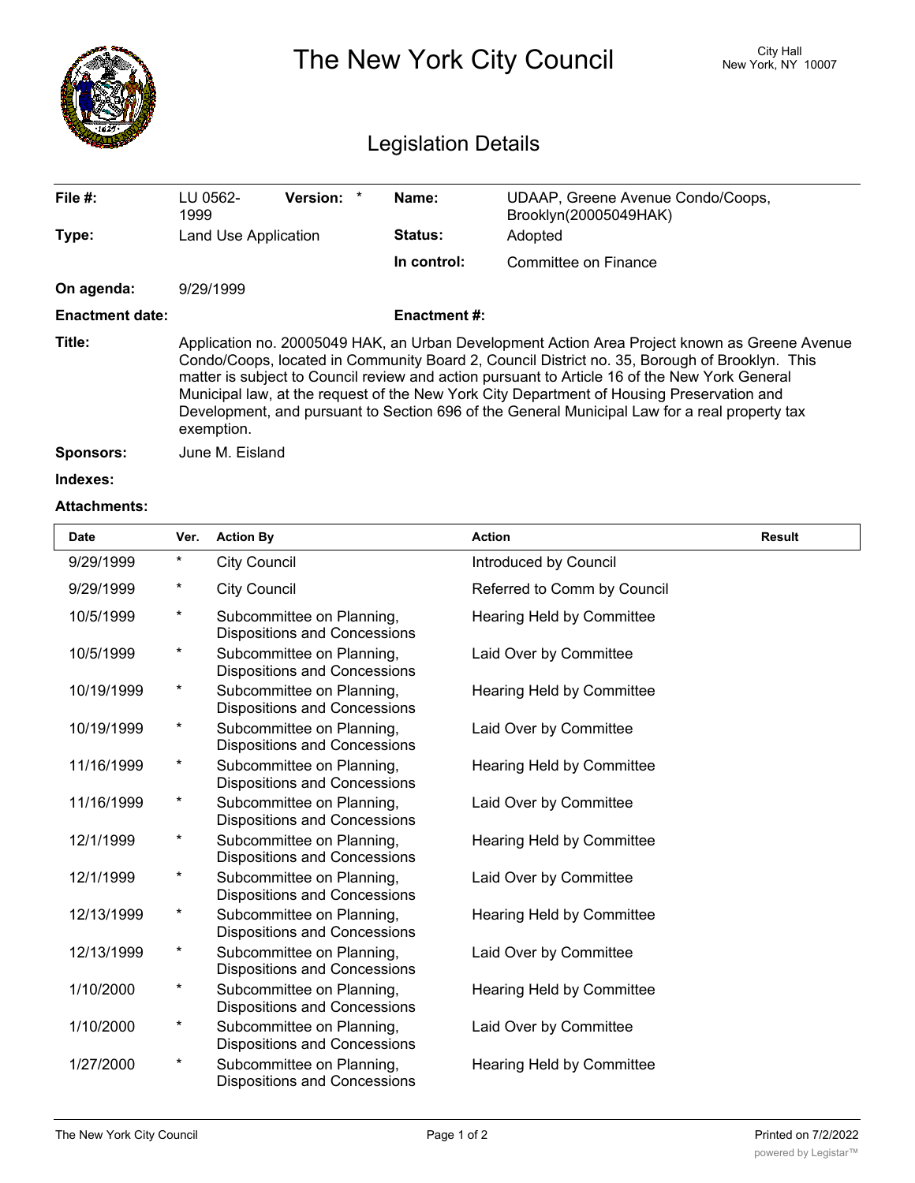# The New York City Council

City Hall
New York, NY 10007

## Legislation Details

| | | | |
|---|---|---|---|
| **File #:** | LU 0562-1999 **Version:** * | **Name:** | UDAAP, Greene Avenue Condo/Coops, Brooklyn(20005049HAK) |
| **Type:** | Land Use Application | **Status:** | Adopted |
| | | **In control:** | Committee on Finance |
| **On agenda:** | 9/29/1999 | | |
| **Enactment date:** | | **Enactment #:** | |

**Title:** Application no. 20005049 HAK, an Urban Development Action Area Project known as Greene Avenue Condo/Coops, located in Community Board 2, Council District no. 35, Borough of Brooklyn. This matter is subject to Council review and action pursuant to Article 16 of the New York General Municipal law, at the request of the New York City Department of Housing Preservation and Development, and pursuant to Section 696 of the General Municipal Law for a real property tax exemption.

**Sponsors:** June M. Eisland

**Indexes:**

**Attachments:**

| Date | Ver. | Action By | Action | Result |
|---|---|---|---|---|
| 9/29/1999 | * | City Council | Introduced by Council | |
| 9/29/1999 | * | City Council | Referred to Comm by Council | |
| 10/5/1999 | * | Subcommittee on Planning, Dispositions and Concessions | Hearing Held by Committee | |
| 10/5/1999 | * | Subcommittee on Planning, Dispositions and Concessions | Laid Over by Committee | |
| 10/19/1999 | * | Subcommittee on Planning, Dispositions and Concessions | Hearing Held by Committee | |
| 10/19/1999 | * | Subcommittee on Planning, Dispositions and Concessions | Laid Over by Committee | |
| 11/16/1999 | * | Subcommittee on Planning, Dispositions and Concessions | Hearing Held by Committee | |
| 11/16/1999 | * | Subcommittee on Planning, Dispositions and Concessions | Laid Over by Committee | |
| 12/1/1999 | * | Subcommittee on Planning, Dispositions and Concessions | Hearing Held by Committee | |
| 12/1/1999 | * | Subcommittee on Planning, Dispositions and Concessions | Laid Over by Committee | |
| 12/13/1999 | * | Subcommittee on Planning, Dispositions and Concessions | Hearing Held by Committee | |
| 12/13/1999 | * | Subcommittee on Planning, Dispositions and Concessions | Laid Over by Committee | |
| 1/10/2000 | * | Subcommittee on Planning, Dispositions and Concessions | Hearing Held by Committee | |
| 1/10/2000 | * | Subcommittee on Planning, Dispositions and Concessions | Laid Over by Committee | |
| 1/27/2000 | * | Subcommittee on Planning, Dispositions and Concessions | Hearing Held by Committee | |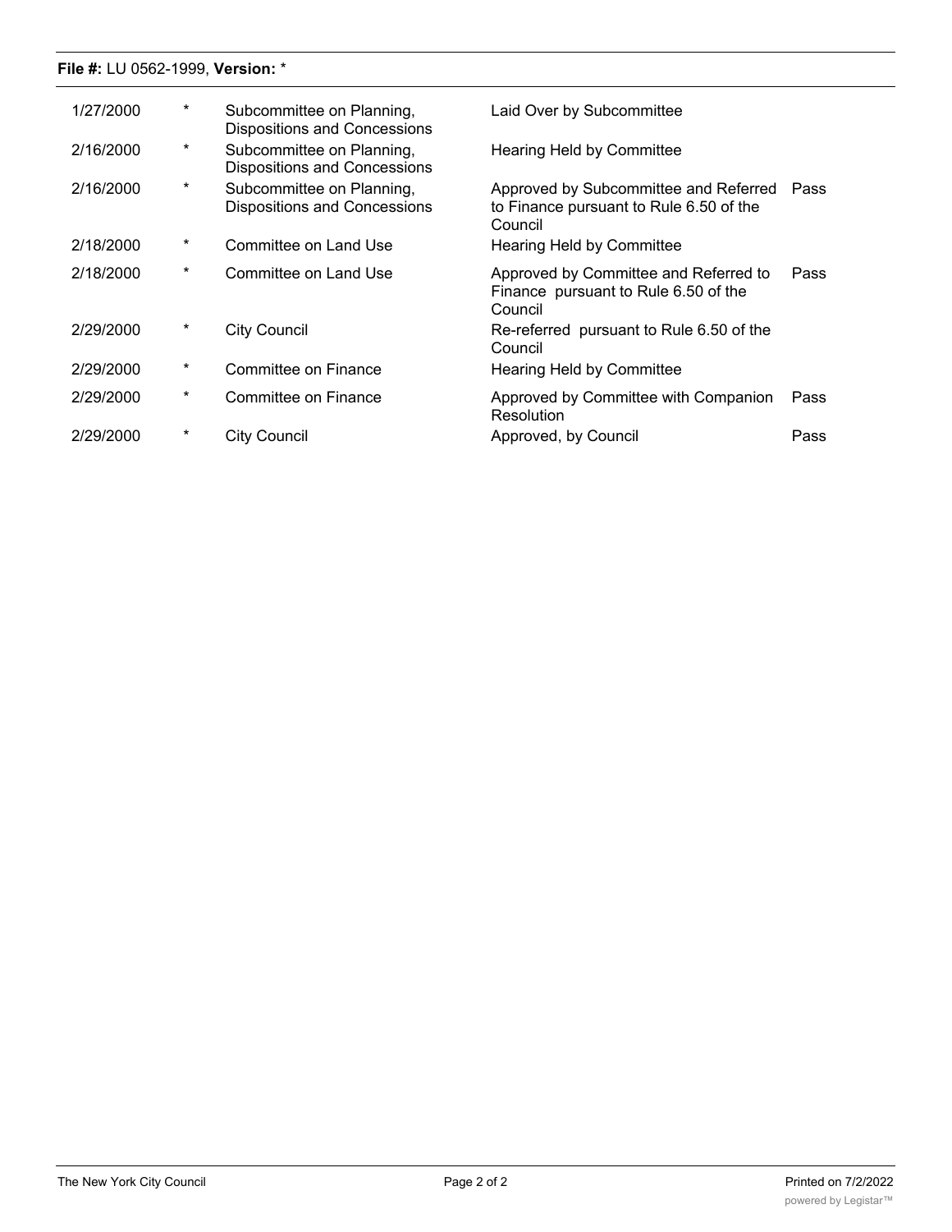**File #:** LU 0562-1999, **Version:** *

| | | | | |
|---|---|---|---|---|
| 1/27/2000 | * | Subcommittee on Planning, Dispositions and Concessions | Laid Over by Subcommittee | |
| 2/16/2000 | * | Subcommittee on Planning, Dispositions and Concessions | Hearing Held by Committee | |
| 2/16/2000 | * | Subcommittee on Planning, Dispositions and Concessions | Approved by Subcommittee and Referred to Finance pursuant to Rule 6.50 of the Council | Pass |
| 2/18/2000 | * | Committee on Land Use | Hearing Held by Committee | |
| 2/18/2000 | * | Committee on Land Use | Approved by Committee and Referred to Finance pursuant to Rule 6.50 of the Council | Pass |
| 2/29/2000 | * | City Council | Re-referred pursuant to Rule 6.50 of the Council | |
| 2/29/2000 | * | Committee on Finance | Hearing Held by Committee | |
| 2/29/2000 | * | Committee on Finance | Approved by Committee with Companion Resolution | Pass |
| 2/29/2000 | * | City Council | Approved, by Council | Pass |